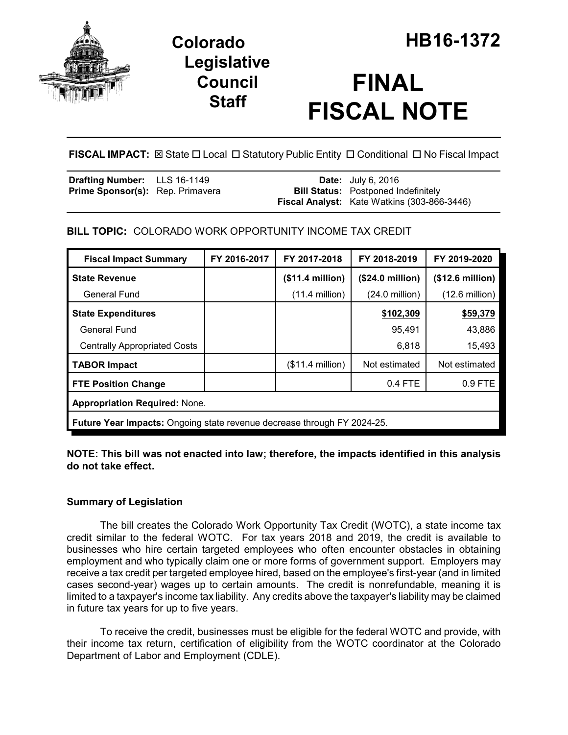# Colorado Legislative Council Staff

# HB16-1372

# FINAL FISCAL NOTE

**FISCAL IMPACT:** ☒ State ☐ Local ☐ Statutory Public Entity ☐ Conditional ☐ No Fiscal Impact

| | | | |
|---|---|---|---|
| **Drafting Number:** | LLS 16-1149 | **Date:** | July 6, 2016 |
| **Prime Sponsor(s):** | Rep. Primavera | **Bill Status:** | Postponed Indefinitely |
| | | **Fiscal Analyst:** | Kate Watkins (303-866-3446) |

**BILL TOPIC:** COLORADO WORK OPPORTUNITY INCOME TAX CREDIT

| Fiscal Impact Summary | FY 2016-2017 | FY 2017-2018 | FY 2018-2019 | FY 2019-2020 |
|---|---|---|---|---|
| **State Revenue** | | **($11.4 million)** | **($24.0 million)** | **($12.6 million)** |
| General Fund | | (11.4 million) | (24.0 million) | (12.6 million) |
| **State Expenditures** | | | **$102,309** | **$59,379** |
| General Fund | | | 95,491 | 43,886 |
| Centrally Appropriated Costs | | | 6,818 | 15,493 |
| **TABOR Impact** | | ($11.4 million) | Not estimated | Not estimated |
| **FTE Position Change** | | | 0.4 FTE | 0.9 FTE |
| **Appropriation Required:** None. | | | | |
| **Future Year Impacts:** Ongoing state revenue decrease through FY 2024-25. | | | | |

**NOTE: This bill was not enacted into law; therefore, the impacts identified in this analysis do not take effect.**

### Summary of Legislation

The bill creates the Colorado Work Opportunity Tax Credit (WOTC), a state income tax credit similar to the federal WOTC. For tax years 2018 and 2019, the credit is available to businesses who hire certain targeted employees who often encounter obstacles in obtaining employment and who typically claim one or more forms of government support. Employers may receive a tax credit per targeted employee hired, based on the employee's first-year (and in limited cases second-year) wages up to certain amounts. The credit is nonrefundable, meaning it is limited to a taxpayer's income tax liability. Any credits above the taxpayer's liability may be claimed in future tax years for up to five years.

To receive the credit, businesses must be eligible for the federal WOTC and provide, with their income tax return, certification of eligibility from the WOTC coordinator at the Colorado Department of Labor and Employment (CDLE).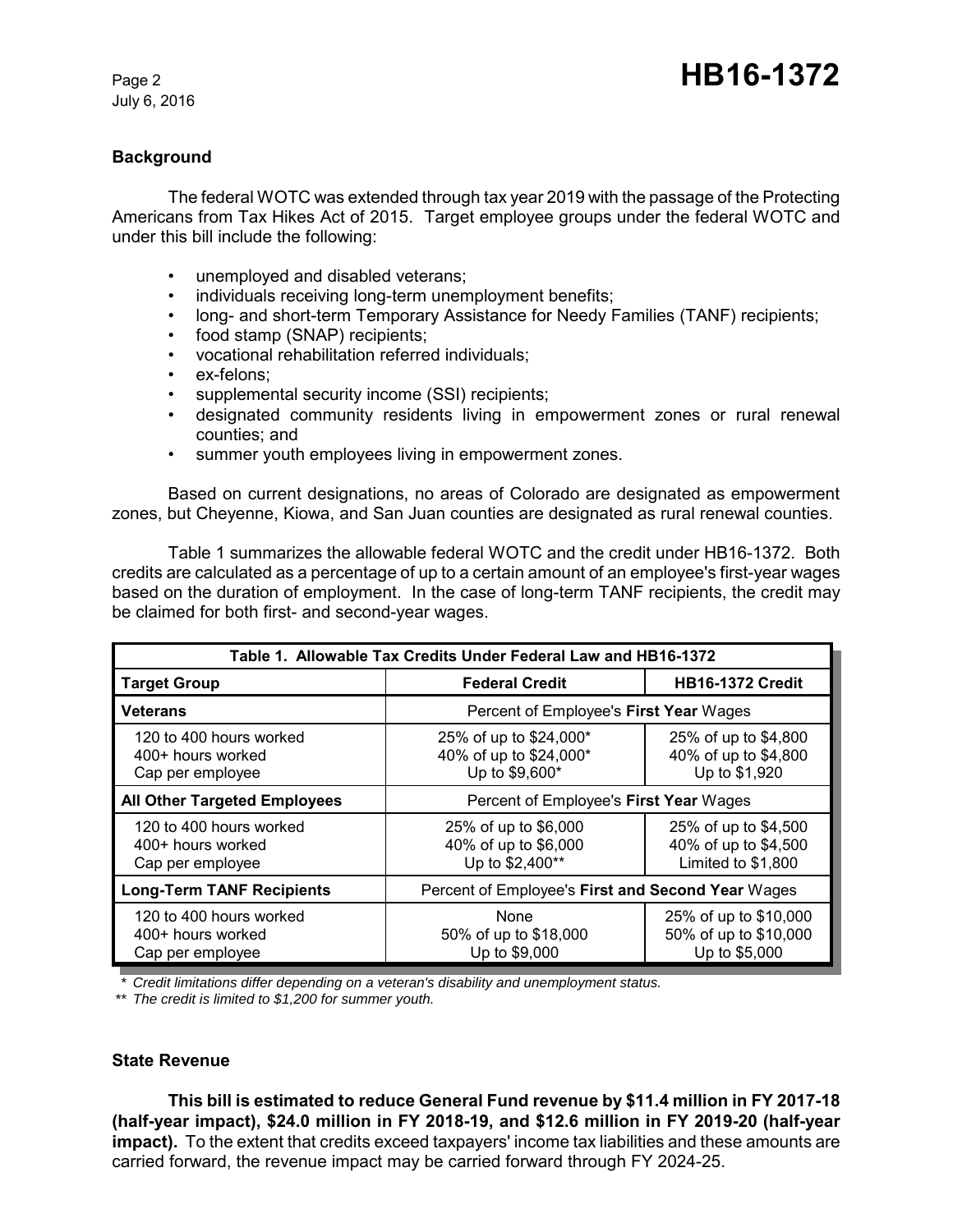## Background

The federal WOTC was extended through tax year 2019 with the passage of the Protecting Americans from Tax Hikes Act of 2015. Target employee groups under the federal WOTC and under this bill include the following:

- unemployed and disabled veterans;
- individuals receiving long-term unemployment benefits;
- long- and short-term Temporary Assistance for Needy Families (TANF) recipients;
- food stamp (SNAP) recipients;
- vocational rehabilitation referred individuals;
- ex-felons;
- supplemental security income (SSI) recipients;
- designated community residents living in empowerment zones or rural renewal counties; and
- summer youth employees living in empowerment zones.

Based on current designations, no areas of Colorado are designated as empowerment zones, but Cheyenne, Kiowa, and San Juan counties are designated as rural renewal counties.

Table 1 summarizes the allowable federal WOTC and the credit under HB16-1372. Both credits are calculated as a percentage of up to a certain amount of an employee's first-year wages based on the duration of employment. In the case of long-term TANF recipients, the credit may be claimed for both first- and second-year wages.

**Table 1. Allowable Tax Credits Under Federal Law and HB16-1372**

| Target Group | Federal Credit | HB16-1372 Credit |
|---|---|---|
| **Veterans** | Percent of Employee's **First Year** Wages | |
| 120 to 400 hours worked | 25% of up to $24,000* | 25% of up to $4,800 |
| 400+ hours worked | 40% of up to $24,000* | 40% of up to $4,800 |
| Cap per employee | Up to $9,600* | Up to $1,920 |
| **All Other Targeted Employees** | Percent of Employee's **First Year** Wages | |
| 120 to 400 hours worked | 25% of up to $6,000 | 25% of up to $4,500 |
| 400+ hours worked | 40% of up to $6,000 | 40% of up to $4,500 |
| Cap per employee | Up to $2,400** | Limited to $1,800 |
| **Long-Term TANF Recipients** | Percent of Employee's **First and Second Year** Wages | |
| 120 to 400 hours worked | None | 25% of up to $10,000 |
| 400+ hours worked | 50% of up to $18,000 | 50% of up to $10,000 |
| Cap per employee | Up to $9,000 | Up to $5,000 |

*\* Credit limitations differ depending on a veteran's disability and unemployment status.*
*\*\* The credit is limited to $1,200 for summer youth.*

## State Revenue

**This bill is estimated to reduce General Fund revenue by $11.4 million in FY 2017-18 (half-year impact), $24.0 million in FY 2018-19, and $12.6 million in FY 2019-20 (half-year impact).** To the extent that credits exceed taxpayers' income tax liabilities and these amounts are carried forward, the revenue impact may be carried forward through FY 2024-25.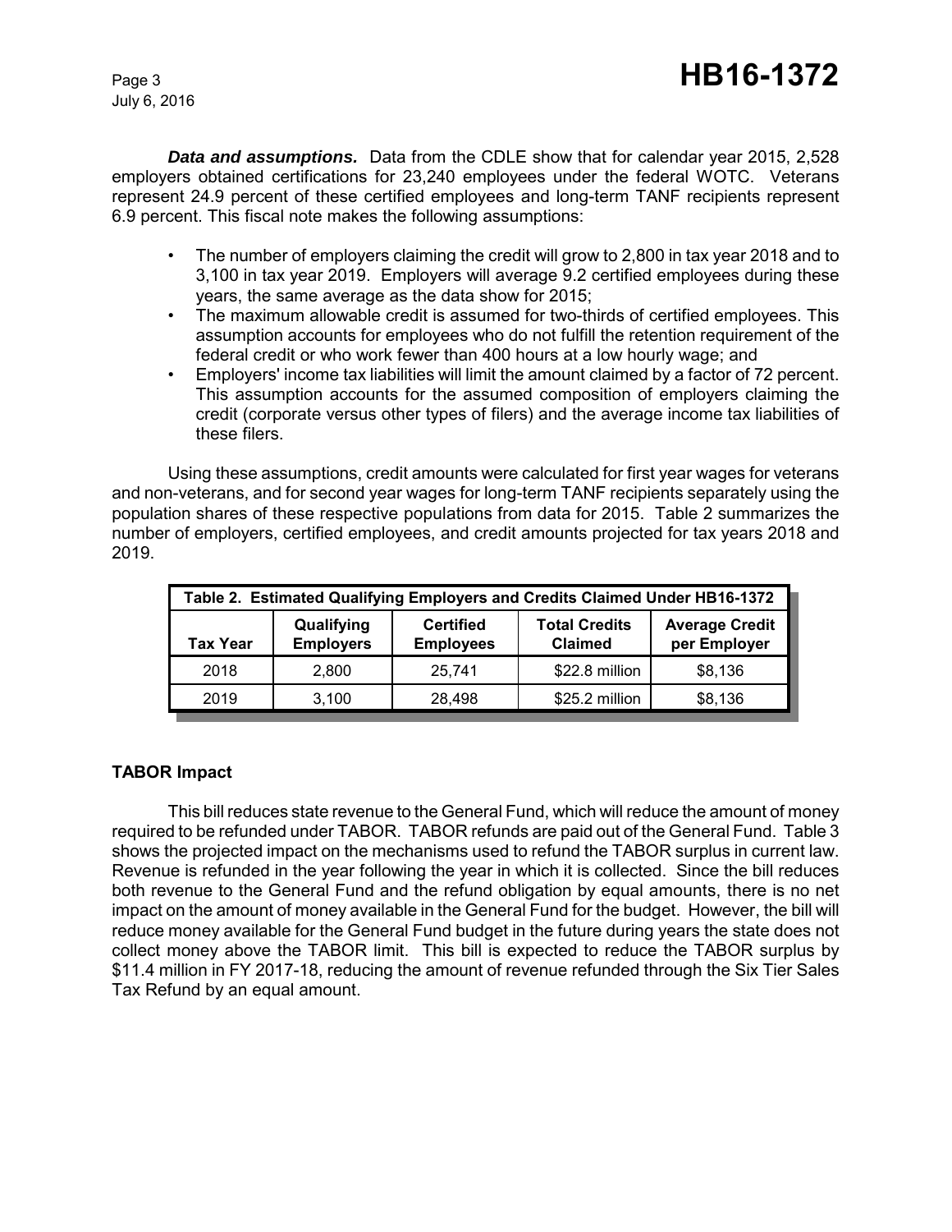***Data and assumptions.*** Data from the CDLE show that for calendar year 2015, 2,528 employers obtained certifications for 23,240 employees under the federal WOTC. Veterans represent 24.9 percent of these certified employees and long-term TANF recipients represent 6.9 percent. This fiscal note makes the following assumptions:

- The number of employers claiming the credit will grow to 2,800 in tax year 2018 and to 3,100 in tax year 2019. Employers will average 9.2 certified employees during these years, the same average as the data show for 2015;
- The maximum allowable credit is assumed for two-thirds of certified employees. This assumption accounts for employees who do not fulfill the retention requirement of the federal credit or who work fewer than 400 hours at a low hourly wage; and
- Employers' income tax liabilities will limit the amount claimed by a factor of 72 percent. This assumption accounts for the assumed composition of employers claiming the credit (corporate versus other types of filers) and the average income tax liabilities of these filers.

Using these assumptions, credit amounts were calculated for first year wages for veterans and non-veterans, and for second year wages for long-term TANF recipients separately using the population shares of these respective populations from data for 2015. Table 2 summarizes the number of employers, certified employees, and credit amounts projected for tax years 2018 and 2019.

**Table 2. Estimated Qualifying Employers and Credits Claimed Under HB16-1372**

| Tax Year | Qualifying Employers | Certified Employees | Total Credits Claimed | Average Credit per Employer |
|---|---|---|---|---|
| 2018 | 2,800 | 25,741 | $22.8 million | $8,136 |
| 2019 | 3,100 | 28,498 | $25.2 million | $8,136 |

## TABOR Impact

This bill reduces state revenue to the General Fund, which will reduce the amount of money required to be refunded under TABOR. TABOR refunds are paid out of the General Fund. Table 3 shows the projected impact on the mechanisms used to refund the TABOR surplus in current law. Revenue is refunded in the year following the year in which it is collected. Since the bill reduces both revenue to the General Fund and the refund obligation by equal amounts, there is no net impact on the amount of money available in the General Fund for the budget. However, the bill will reduce money available for the General Fund budget in the future during years the state does not collect money above the TABOR limit. This bill is expected to reduce the TABOR surplus by $11.4 million in FY 2017-18, reducing the amount of revenue refunded through the Six Tier Sales Tax Refund by an equal amount.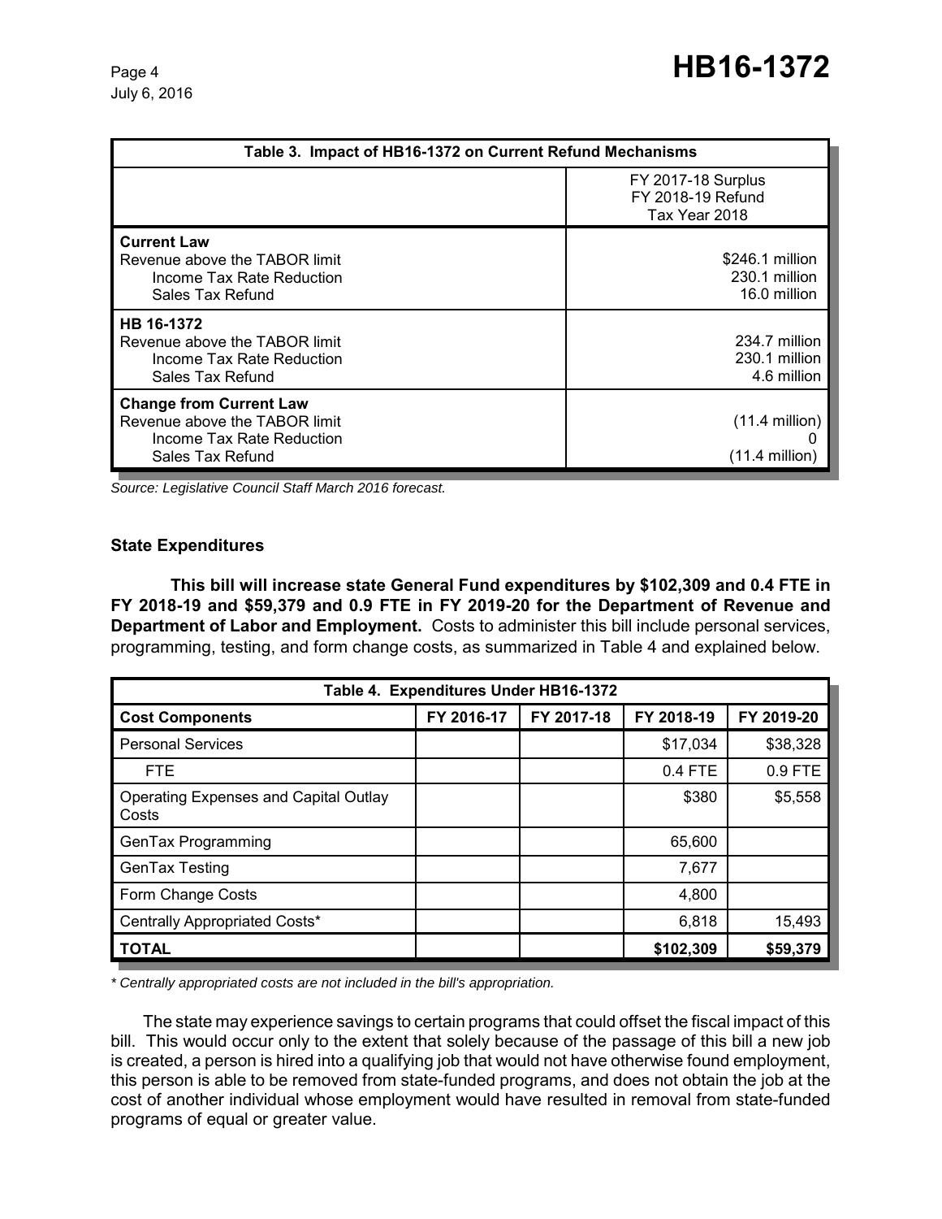| Table 3. Impact of HB16-1372 on Current Refund Mechanisms | |
|---|---|
| | FY 2017-18 Surplus<br>FY 2018-19 Refund<br>Tax Year 2018 |
| **Current Law**<br>Revenue above the TABOR limit<br>Income Tax Rate Reduction<br>Sales Tax Refund | <br>$246.1 million<br>230.1 million<br>16.0 million |
| **HB 16-1372**<br>Revenue above the TABOR limit<br>Income Tax Rate Reduction<br>Sales Tax Refund | <br>234.7 million<br>230.1 million<br>4.6 million |
| **Change from Current Law**<br>Revenue above the TABOR limit<br>Income Tax Rate Reduction<br>Sales Tax Refund | <br>(11.4 million)<br>0<br>(11.4 million) |

*Source: Legislative Council Staff March 2016 forecast.*

### State Expenditures

**This bill will increase state General Fund expenditures by $102,309 and 0.4 FTE in FY 2018-19 and $59,379 and 0.9 FTE in FY 2019-20 for the Department of Revenue and Department of Labor and Employment.** Costs to administer this bill include personal services, programming, testing, and form change costs, as summarized in Table 4 and explained below.

| Table 4. Expenditures Under HB16-1372 | | | | |
|---|---|---|---|---|
| **Cost Components** | **FY 2016-17** | **FY 2017-18** | **FY 2018-19** | **FY 2019-20** |
| Personal Services | | | $17,034 | $38,328 |
| FTE | | | 0.4 FTE | 0.9 FTE |
| Operating Expenses and Capital Outlay Costs | | | $380 | $5,558 |
| GenTax Programming | | | 65,600 | |
| GenTax Testing | | | 7,677 | |
| Form Change Costs | | | 4,800 | |
| Centrally Appropriated Costs* | | | 6,818 | 15,493 |
| **TOTAL** | | | **$102,309** | **$59,379** |

*\* Centrally appropriated costs are not included in the bill's appropriation.*

The state may experience savings to certain programs that could offset the fiscal impact of this bill. This would occur only to the extent that solely because of the passage of this bill a new job is created, a person is hired into a qualifying job that would not have otherwise found employment, this person is able to be removed from state-funded programs, and does not obtain the job at the cost of another individual whose employment would have resulted in removal from state-funded programs of equal or greater value.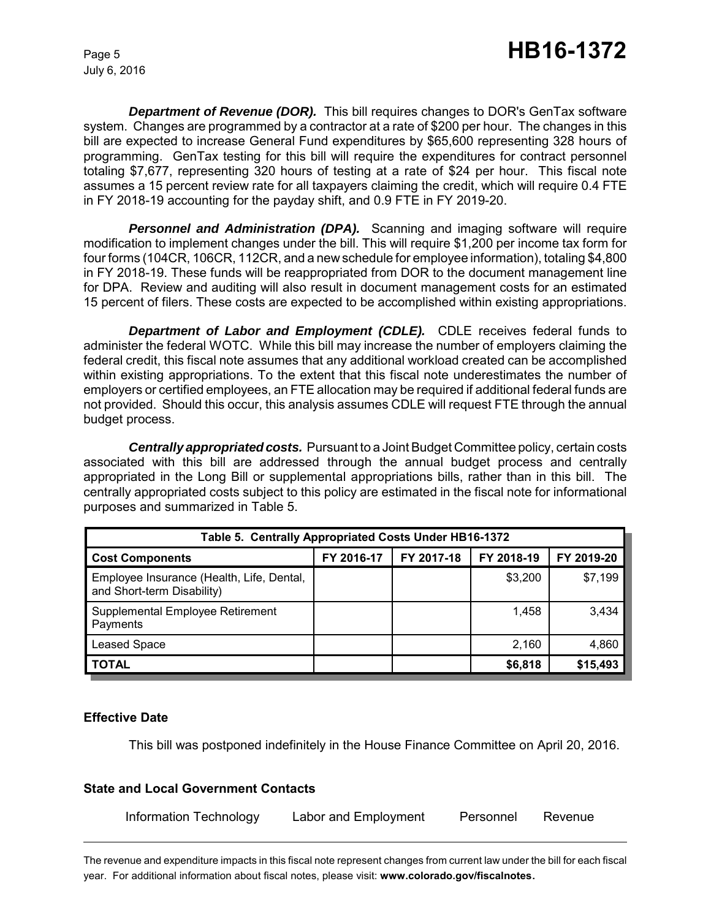***Department of Revenue (DOR).*** This bill requires changes to DOR's GenTax software system. Changes are programmed by a contractor at a rate of $200 per hour. The changes in this bill are expected to increase General Fund expenditures by $65,600 representing 328 hours of programming. GenTax testing for this bill will require the expenditures for contract personnel totaling $7,677, representing 320 hours of testing at a rate of $24 per hour. This fiscal note assumes a 15 percent review rate for all taxpayers claiming the credit, which will require 0.4 FTE in FY 2018-19 accounting for the payday shift, and 0.9 FTE in FY 2019-20.

***Personnel and Administration (DPA).*** Scanning and imaging software will require modification to implement changes under the bill. This will require $1,200 per income tax form for four forms (104CR, 106CR, 112CR, and a new schedule for employee information), totaling $4,800 in FY 2018-19. These funds will be reappropriated from DOR to the document management line for DPA. Review and auditing will also result in document management costs for an estimated 15 percent of filers. These costs are expected to be accomplished within existing appropriations.

***Department of Labor and Employment (CDLE).*** CDLE receives federal funds to administer the federal WOTC. While this bill may increase the number of employers claiming the federal credit, this fiscal note assumes that any additional workload created can be accomplished within existing appropriations. To the extent that this fiscal note underestimates the number of employers or certified employees, an FTE allocation may be required if additional federal funds are not provided. Should this occur, this analysis assumes CDLE will request FTE through the annual budget process.

***Centrally appropriated costs.*** Pursuant to a Joint Budget Committee policy, certain costs associated with this bill are addressed through the annual budget process and centrally appropriated in the Long Bill or supplemental appropriations bills, rather than in this bill. The centrally appropriated costs subject to this policy are estimated in the fiscal note for informational purposes and summarized in Table 5.

**Table 5. Centrally Appropriated Costs Under HB16-1372**

| Cost Components | FY 2016-17 | FY 2017-18 | FY 2018-19 | FY 2019-20 |
|---|---|---|---|---|
| Employee Insurance (Health, Life, Dental, and Short-term Disability) | | | $3,200 | $7,199 |
| Supplemental Employee Retirement Payments | | | 1,458 | 3,434 |
| Leased Space | | | 2,160 | 4,860 |
| **TOTAL** | | | **$6,818** | **$15,493** |

### Effective Date

This bill was postponed indefinitely in the House Finance Committee on April 20, 2016.

### State and Local Government Contacts

Information Technology     Labor and Employment     Personnel     Revenue

The revenue and expenditure impacts in this fiscal note represent changes from current law under the bill for each fiscal year. For additional information about fiscal notes, please visit: **www.colorado.gov/fiscalnotes.**